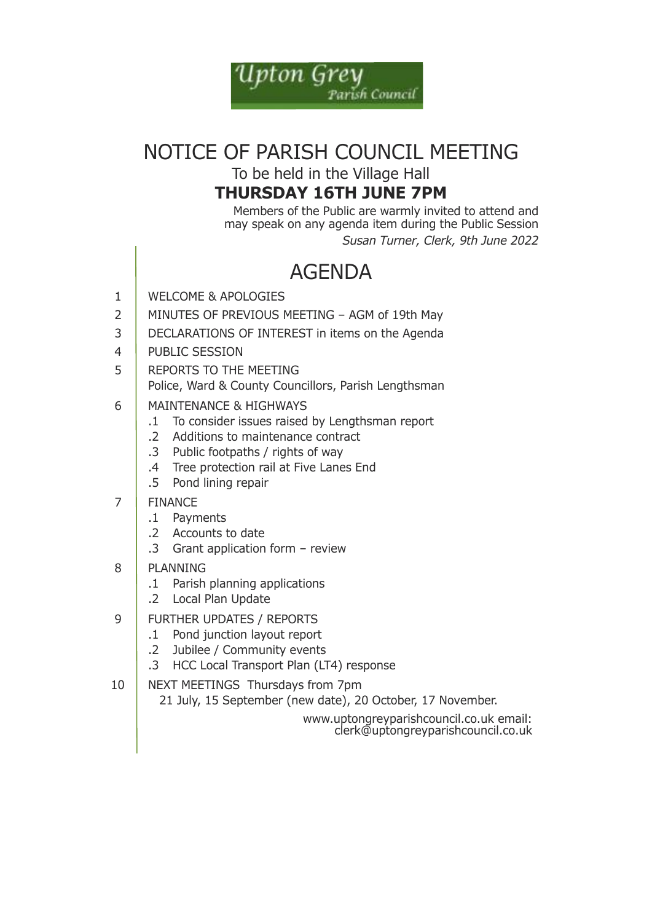Upton Grey
Parish Council

# NOTICE OF PARISH COUNCIL MEETING

To be held in the Village Hall

**THURSDAY 16TH JUNE 7PM**

Members of the Public are warmly invited to attend and may speak on any agenda item during the Public Session

*Susan Turner, Clerk, 9th June 2022*

## AGENDA

1. WELCOME & APOLOGIES
2. MINUTES OF PREVIOUS MEETING – AGM of 19th May
3. DECLARATIONS OF INTEREST in items on the Agenda
4. PUBLIC SESSION
5. REPORTS TO THE MEETING
   Police, Ward & County Councillors, Parish Lengthsman
6. MAINTENANCE & HIGHWAYS
   - .1 To consider issues raised by Lengthsman report
   - .2 Additions to maintenance contract
   - .3 Public footpaths / rights of way
   - .4 Tree protection rail at Five Lanes End
   - .5 Pond lining repair
7. FINANCE
   - .1 Payments
   - .2 Accounts to date
   - .3 Grant application form – review
8. PLANNING
   - .1 Parish planning applications
   - .2 Local Plan Update
9. FURTHER UPDATES / REPORTS
   - .1 Pond junction layout report
   - .2 Jubilee / Community events
   - .3 HCC Local Transport Plan (LT4) response
10. NEXT MEETINGS Thursdays from 7pm
    21 July, 15 September (new date), 20 October, 17 November.

www.uptongreyparishcouncil.co.uk email: clerk@uptongreyparishcouncil.co.uk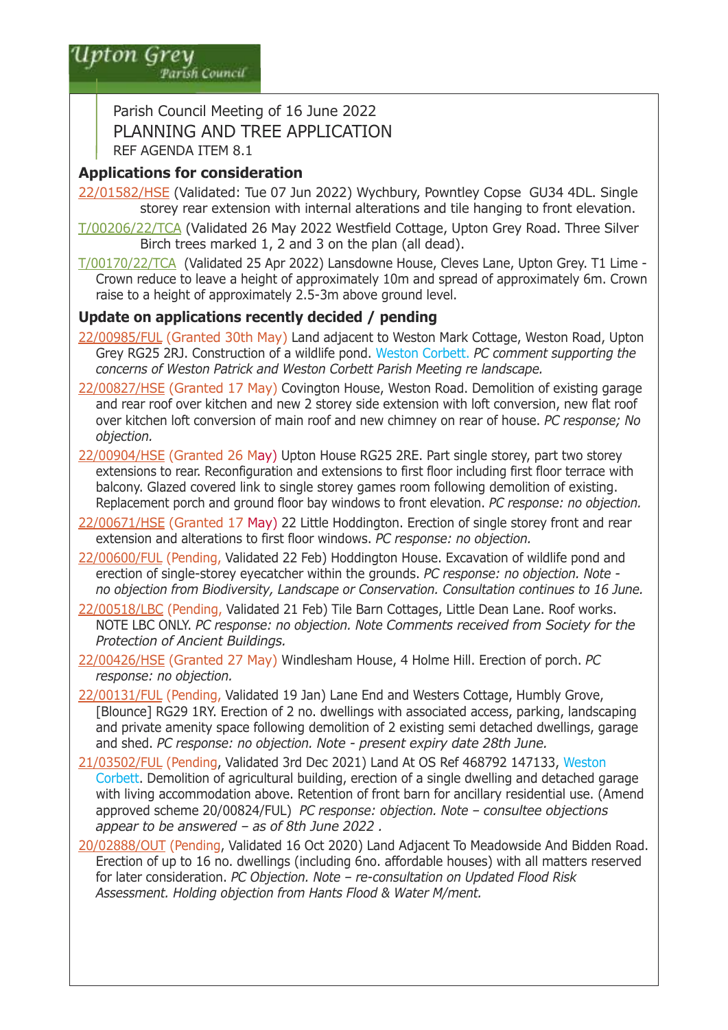Upton Grey
Parish Council

Parish Council Meeting of 16 June 2022

PLANNING AND TREE APPLICATION

REF AGENDA ITEM 8.1

## Applications for consideration

22/01582/HSE (Validated: Tue 07 Jun 2022) Wychbury, Powntley Copse GU34 4DL. Single storey rear extension with internal alterations and tile hanging to front elevation.

T/00206/22/TCA (Validated 26 May 2022 Westfield Cottage, Upton Grey Road. Three Silver Birch trees marked 1, 2 and 3 on the plan (all dead).

T/00170/22/TCA (Validated 25 Apr 2022) Lansdowne House, Cleves Lane, Upton Grey. T1 Lime - Crown reduce to leave a height of approximately 10m and spread of approximately 6m. Crown raise to a height of approximately 2.5-3m above ground level.

## Update on applications recently decided / pending

22/00985/FUL (Granted 30th May) Land adjacent to Weston Mark Cottage, Weston Road, Upton Grey RG25 2RJ. Construction of a wildlife pond. Weston Corbett. *PC comment supporting the concerns of Weston Patrick and Weston Corbett Parish Meeting re landscape.*

22/00827/HSE (Granted 17 May) Covington House, Weston Road. Demolition of existing garage and rear roof over kitchen and new 2 storey side extension with loft conversion, new flat roof over kitchen loft conversion of main roof and new chimney on rear of house. *PC response; No objection.*

22/00904/HSE (Granted 26 May) Upton House RG25 2RE. Part single storey, part two storey extensions to rear. Reconfiguration and extensions to first floor including first floor terrace with balcony. Glazed covered link to single storey games room following demolition of existing. Replacement porch and ground floor bay windows to front elevation. *PC response: no objection.*

22/00671/HSE (Granted 17 May) 22 Little Hoddington. Erection of single storey front and rear extension and alterations to first floor windows. *PC response: no objection.*

22/00600/FUL (Pending, Validated 22 Feb) Hoddington House. Excavation of wildlife pond and erection of single-storey eyecatcher within the grounds. *PC response: no objection. Note - no objection from Biodiversity, Landscape or Conservation. Consultation continues to 16 June.*

22/00518/LBC (Pending, Validated 21 Feb) Tile Barn Cottages, Little Dean Lane. Roof works. NOTE LBC ONLY. *PC response: no objection. Note Comments received from Society for the Protection of Ancient Buildings.*

22/00426/HSE (Granted 27 May) Windlesham House, 4 Holme Hill. Erection of porch. *PC response: no objection.*

22/00131/FUL (Pending, Validated 19 Jan) Lane End and Westers Cottage, Humbly Grove, [Blounce] RG29 1RY. Erection of 2 no. dwellings with associated access, parking, landscaping and private amenity space following demolition of 2 existing semi detached dwellings, garage and shed. *PC response: no objection. Note - present expiry date 28th June.*

21/03502/FUL (Pending, Validated 3rd Dec 2021) Land At OS Ref 468792 147133, Weston Corbett. Demolition of agricultural building, erection of a single dwelling and detached garage with living accommodation above. Retention of front barn for ancillary residential use. (Amend approved scheme 20/00824/FUL) *PC response: objection. Note – consultee objections appear to be answered – as of 8th June 2022 .*

20/02888/OUT (Pending, Validated 16 Oct 2020) Land Adjacent To Meadowside And Bidden Road. Erection of up to 16 no. dwellings (including 6no. affordable houses) with all matters reserved for later consideration. *PC Objection. Note – re-consultation on Updated Flood Risk Assessment. Holding objection from Hants Flood & Water M/ment.*